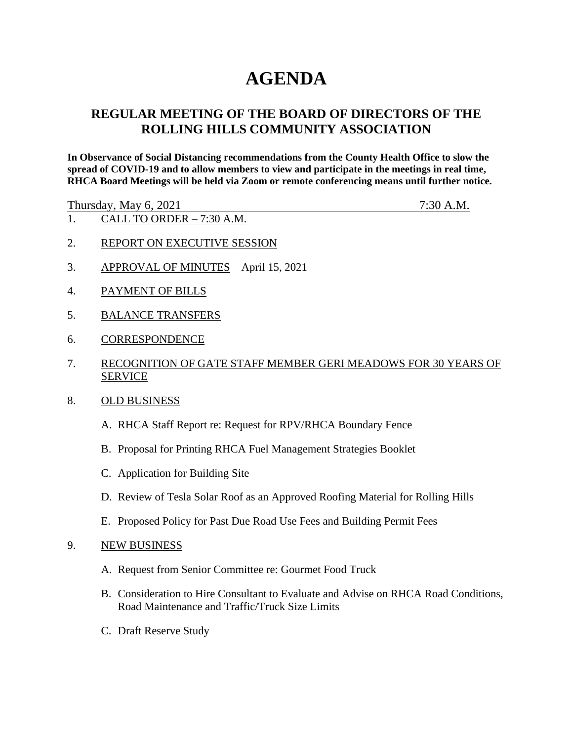# AGENDA

## REGULAR MEETING OF THE BOARD OF DIRECTORS OF THE ROLLING HILLS COMMUNITY ASSOCIATION

**In Observance of Social Distancing recommendations from the County Health Office to slow the spread of COVID-19 and to allow members to view and participate in the meetings in real time, RHCA Board Meetings will be held via Zoom or remote conferencing means until further notice.**

Thursday, May 6, 2021 7:30 A.M.

1. CALL TO ORDER – 7:30 A.M.

2. REPORT ON EXECUTIVE SESSION

3. APPROVAL OF MINUTES – April 15, 2021

4. PAYMENT OF BILLS

5. BALANCE TRANSFERS

6. CORRESPONDENCE

7. RECOGNITION OF GATE STAFF MEMBER GERI MEADOWS FOR 30 YEARS OF SERVICE

8. OLD BUSINESS

   A. RHCA Staff Report re: Request for RPV/RHCA Boundary Fence

   B. Proposal for Printing RHCA Fuel Management Strategies Booklet

   C. Application for Building Site

   D. Review of Tesla Solar Roof as an Approved Roofing Material for Rolling Hills

   E. Proposed Policy for Past Due Road Use Fees and Building Permit Fees

9. NEW BUSINESS

   A. Request from Senior Committee re: Gourmet Food Truck

   B. Consideration to Hire Consultant to Evaluate and Advise on RHCA Road Conditions, Road Maintenance and Traffic/Truck Size Limits

   C. Draft Reserve Study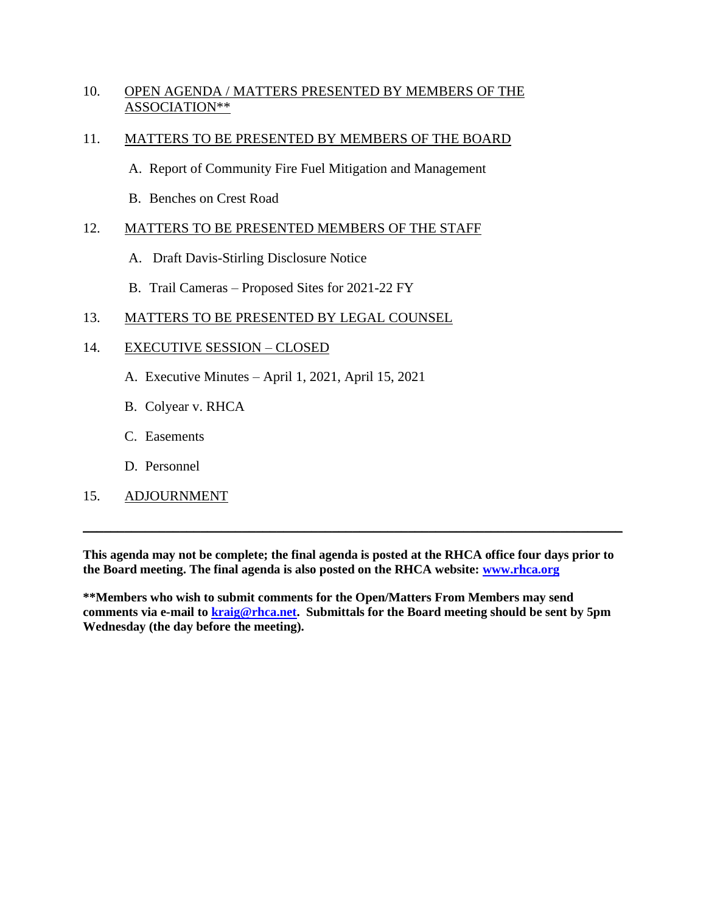10. OPEN AGENDA / MATTERS PRESENTED BY MEMBERS OF THE ASSOCIATION**

11. MATTERS TO BE PRESENTED BY MEMBERS OF THE BOARD

    A. Report of Community Fire Fuel Mitigation and Management

    B. Benches on Crest Road

12. MATTERS TO BE PRESENTED MEMBERS OF THE STAFF

    A. Draft Davis-Stirling Disclosure Notice

    B. Trail Cameras – Proposed Sites for 2021-22 FY

13. MATTERS TO BE PRESENTED BY LEGAL COUNSEL

14. EXECUTIVE SESSION – CLOSED

    A. Executive Minutes – April 1, 2021, April 15, 2021

    B. Colyear v. RHCA

    C. Easements

    D. Personnel

15. ADJOURNMENT

---

**This agenda may not be complete; the final agenda is posted at the RHCA office four days prior to the Board meeting. The final agenda is also posted on the RHCA website: [www.rhca.org](http://www.rhca.org)**

****Members who wish to submit comments for the Open/Matters From Members may send comments via e-mail to [kraig@rhca.net](mailto:kraig@rhca.net). Submittals for the Board meeting should be sent by 5pm Wednesday (the day before the meeting).**